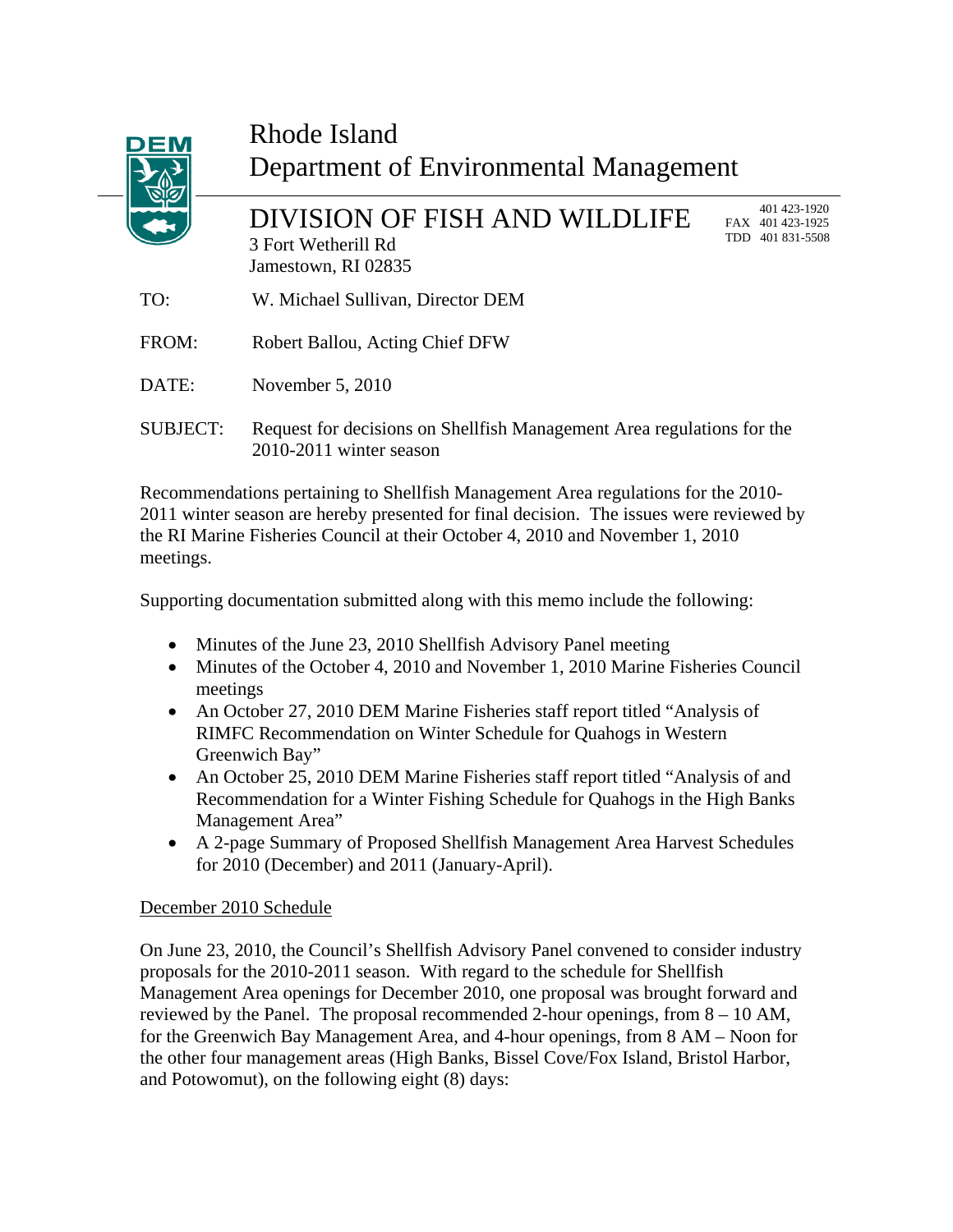# Rhode Island Department of Environmental Management

## DIVISION OF FISH AND WILDLIFE

3 Fort Wetherill Rd
Jamestown, RI 02835

401 423-1920
FAX 401 423-1925
TDD 401 831-5508

TO: W. Michael Sullivan, Director DEM

FROM: Robert Ballou, Acting Chief DFW

DATE: November 5, 2010

SUBJECT: Request for decisions on Shellfish Management Area regulations for the 2010-2011 winter season

Recommendations pertaining to Shellfish Management Area regulations for the 2010-2011 winter season are hereby presented for final decision. The issues were reviewed by the RI Marine Fisheries Council at their October 4, 2010 and November 1, 2010 meetings.

Supporting documentation submitted along with this memo include the following:

- Minutes of the June 23, 2010 Shellfish Advisory Panel meeting
- Minutes of the October 4, 2010 and November 1, 2010 Marine Fisheries Council meetings
- An October 27, 2010 DEM Marine Fisheries staff report titled "Analysis of RIMFC Recommendation on Winter Schedule for Quahogs in Western Greenwich Bay"
- An October 25, 2010 DEM Marine Fisheries staff report titled "Analysis of and Recommendation for a Winter Fishing Schedule for Quahogs in the High Banks Management Area"
- A 2-page Summary of Proposed Shellfish Management Area Harvest Schedules for 2010 (December) and 2011 (January-April).

<u>December 2010 Schedule</u>

On June 23, 2010, the Council's Shellfish Advisory Panel convened to consider industry proposals for the 2010-2011 season. With regard to the schedule for Shellfish Management Area openings for December 2010, one proposal was brought forward and reviewed by the Panel. The proposal recommended 2-hour openings, from 8 – 10 AM, for the Greenwich Bay Management Area, and 4-hour openings, from 8 AM – Noon for the other four management areas (High Banks, Bissel Cove/Fox Island, Bristol Harbor, and Potowomut), on the following eight (8) days: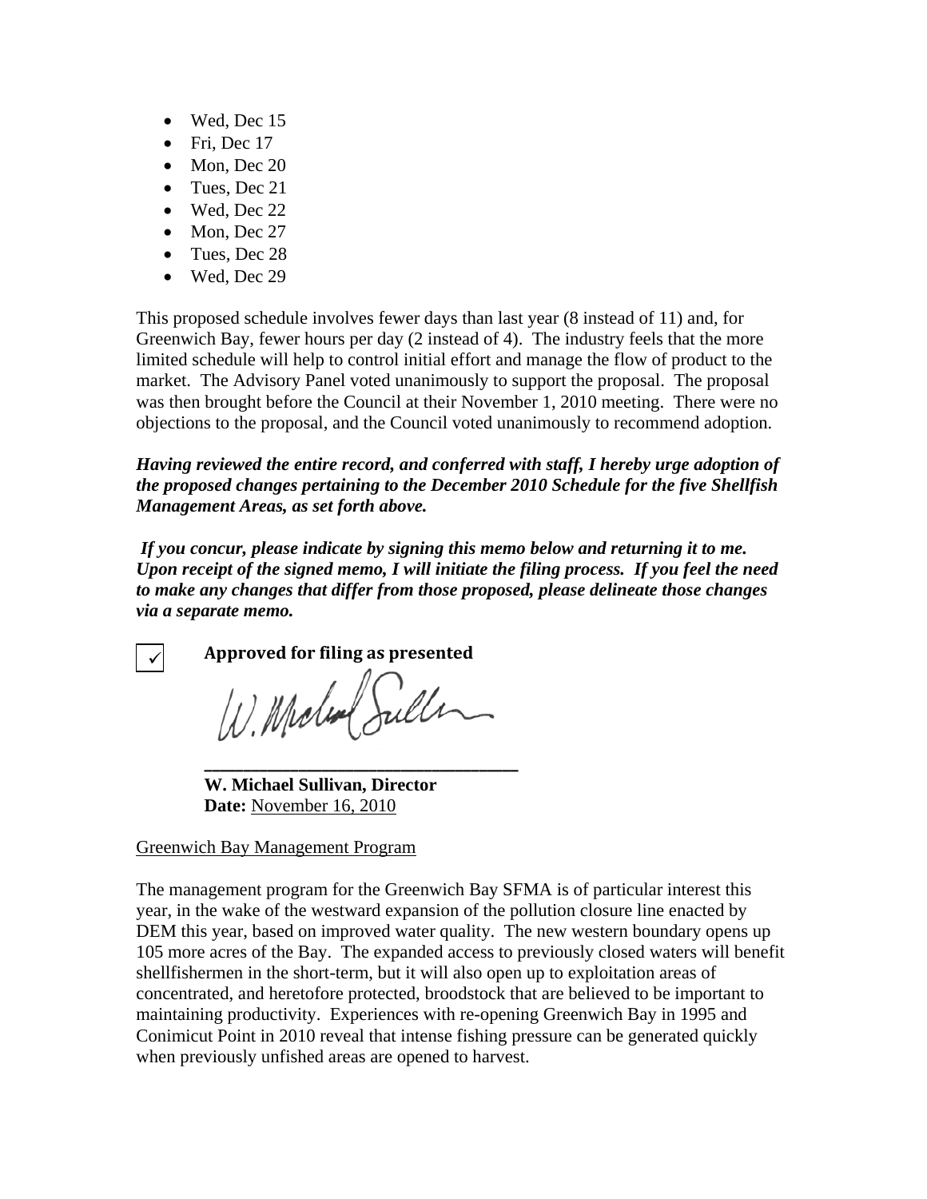- Wed, Dec 15
- Fri, Dec 17
- Mon, Dec 20
- Tues, Dec 21
- Wed, Dec 22
- Mon, Dec 27
- Tues, Dec 28
- Wed, Dec 29

This proposed schedule involves fewer days than last year (8 instead of 11) and, for Greenwich Bay, fewer hours per day (2 instead of 4). The industry feels that the more limited schedule will help to control initial effort and manage the flow of product to the market. The Advisory Panel voted unanimously to support the proposal. The proposal was then brought before the Council at their November 1, 2010 meeting. There were no objections to the proposal, and the Council voted unanimously to recommend adoption.

***Having reviewed the entire record, and conferred with staff, I hereby urge adoption of the proposed changes pertaining to the December 2010 Schedule for the five Shellfish Management Areas, as set forth above.***

***If you concur, please indicate by signing this memo below and returning it to me. Upon receipt of the signed memo, I will initiate the filing process. If you feel the need to make any changes that differ from those proposed, please delineate those changes via a separate memo.***

☑ **Approved for filing as presented**

W. Michael Sullivan

\_\_\_\_\_\_\_\_\_\_\_\_\_\_\_\_\_\_\_\_\_\_\_\_\_\_\_\_\_\_\_\_\_\_

**W. Michael Sullivan, Director**
**Date:** November 16, 2010

Greenwich Bay Management Program

The management program for the Greenwich Bay SFMA is of particular interest this year, in the wake of the westward expansion of the pollution closure line enacted by DEM this year, based on improved water quality. The new western boundary opens up 105 more acres of the Bay. The expanded access to previously closed waters will benefit shellfishermen in the short-term, but it will also open up to exploitation areas of concentrated, and heretofore protected, broodstock that are believed to be important to maintaining productivity. Experiences with re-opening Greenwich Bay in 1995 and Conimicut Point in 2010 reveal that intense fishing pressure can be generated quickly when previously unfished areas are opened to harvest.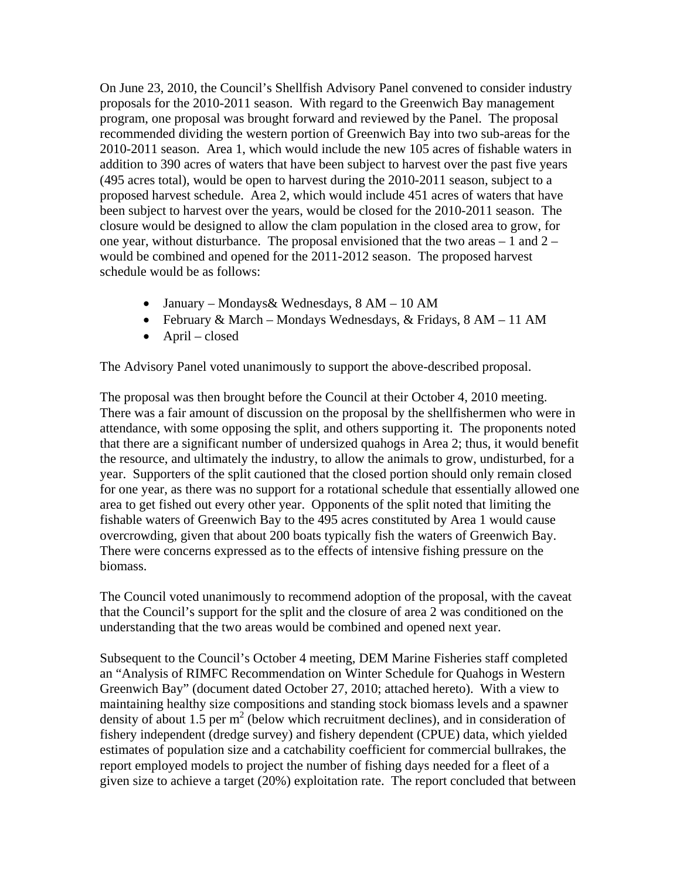On June 23, 2010, the Council's Shellfish Advisory Panel convened to consider industry proposals for the 2010-2011 season. With regard to the Greenwich Bay management program, one proposal was brought forward and reviewed by the Panel. The proposal recommended dividing the western portion of Greenwich Bay into two sub-areas for the 2010-2011 season. Area 1, which would include the new 105 acres of fishable waters in addition to 390 acres of waters that have been subject to harvest over the past five years (495 acres total), would be open to harvest during the 2010-2011 season, subject to a proposed harvest schedule. Area 2, which would include 451 acres of waters that have been subject to harvest over the years, would be closed for the 2010-2011 season. The closure would be designed to allow the clam population in the closed area to grow, for one year, without disturbance. The proposal envisioned that the two areas – 1 and 2 – would be combined and opened for the 2011-2012 season. The proposed harvest schedule would be as follows:

- January – Mondays& Wednesdays, 8 AM – 10 AM
- February & March – Mondays Wednesdays, & Fridays, 8 AM – 11 AM
- April – closed

The Advisory Panel voted unanimously to support the above-described proposal.

The proposal was then brought before the Council at their October 4, 2010 meeting. There was a fair amount of discussion on the proposal by the shellfishermen who were in attendance, with some opposing the split, and others supporting it. The proponents noted that there are a significant number of undersized quahogs in Area 2; thus, it would benefit the resource, and ultimately the industry, to allow the animals to grow, undisturbed, for a year. Supporters of the split cautioned that the closed portion should only remain closed for one year, as there was no support for a rotational schedule that essentially allowed one area to get fished out every other year. Opponents of the split noted that limiting the fishable waters of Greenwich Bay to the 495 acres constituted by Area 1 would cause overcrowding, given that about 200 boats typically fish the waters of Greenwich Bay. There were concerns expressed as to the effects of intensive fishing pressure on the biomass.

The Council voted unanimously to recommend adoption of the proposal, with the caveat that the Council's support for the split and the closure of area 2 was conditioned on the understanding that the two areas would be combined and opened next year.

Subsequent to the Council's October 4 meeting, DEM Marine Fisheries staff completed an "Analysis of RIMFC Recommendation on Winter Schedule for Quahogs in Western Greenwich Bay" (document dated October 27, 2010; attached hereto). With a view to maintaining healthy size compositions and standing stock biomass levels and a spawner density of about 1.5 per $m^2$ (below which recruitment declines), and in consideration of fishery independent (dredge survey) and fishery dependent (CPUE) data, which yielded estimates of population size and a catchability coefficient for commercial bullrakes, the report employed models to project the number of fishing days needed for a fleet of a given size to achieve a target (20%) exploitation rate. The report concluded that between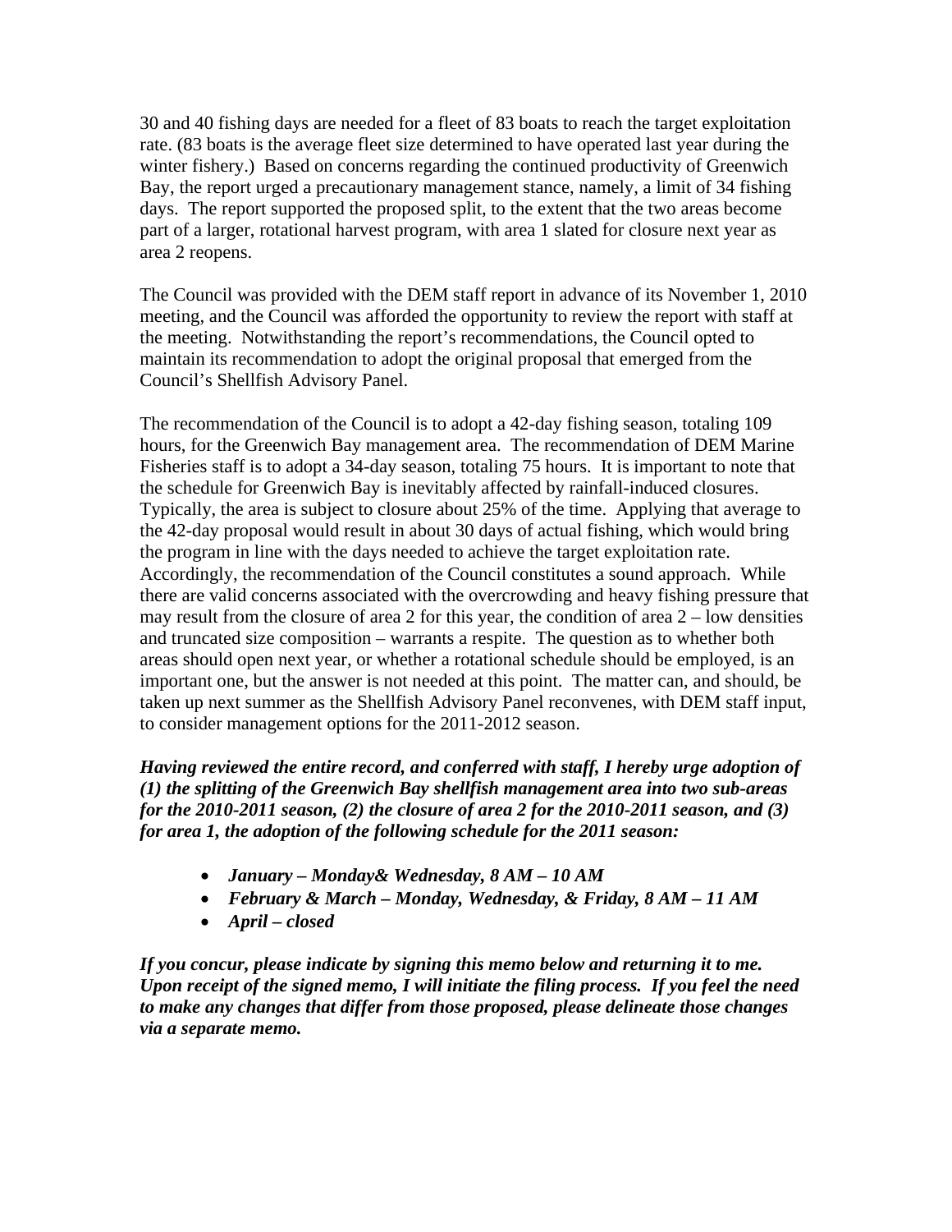30 and 40 fishing days are needed for a fleet of 83 boats to reach the target exploitation rate. (83 boats is the average fleet size determined to have operated last year during the winter fishery.) Based on concerns regarding the continued productivity of Greenwich Bay, the report urged a precautionary management stance, namely, a limit of 34 fishing days. The report supported the proposed split, to the extent that the two areas become part of a larger, rotational harvest program, with area 1 slated for closure next year as area 2 reopens.

The Council was provided with the DEM staff report in advance of its November 1, 2010 meeting, and the Council was afforded the opportunity to review the report with staff at the meeting. Notwithstanding the report's recommendations, the Council opted to maintain its recommendation to adopt the original proposal that emerged from the Council's Shellfish Advisory Panel.

The recommendation of the Council is to adopt a 42-day fishing season, totaling 109 hours, for the Greenwich Bay management area. The recommendation of DEM Marine Fisheries staff is to adopt a 34-day season, totaling 75 hours. It is important to note that the schedule for Greenwich Bay is inevitably affected by rainfall-induced closures. Typically, the area is subject to closure about 25% of the time. Applying that average to the 42-day proposal would result in about 30 days of actual fishing, which would bring the program in line with the days needed to achieve the target exploitation rate. Accordingly, the recommendation of the Council constitutes a sound approach. While there are valid concerns associated with the overcrowding and heavy fishing pressure that may result from the closure of area 2 for this year, the condition of area 2 – low densities and truncated size composition – warrants a respite. The question as to whether both areas should open next year, or whether a rotational schedule should be employed, is an important one, but the answer is not needed at this point. The matter can, and should, be taken up next summer as the Shellfish Advisory Panel reconvenes, with DEM staff input, to consider management options for the 2011-2012 season.

***Having reviewed the entire record, and conferred with staff, I hereby urge adoption of (1) the splitting of the Greenwich Bay shellfish management area into two sub-areas for the 2010-2011 season, (2) the closure of area 2 for the 2010-2011 season, and (3) for area 1, the adoption of the following schedule for the 2011 season:***

- ***January – Monday& Wednesday, 8 AM – 10 AM***
- ***February & March – Monday, Wednesday, & Friday, 8 AM – 11 AM***
- ***April – closed***

***If you concur, please indicate by signing this memo below and returning it to me. Upon receipt of the signed memo, I will initiate the filing process. If you feel the need to make any changes that differ from those proposed, please delineate those changes via a separate memo.***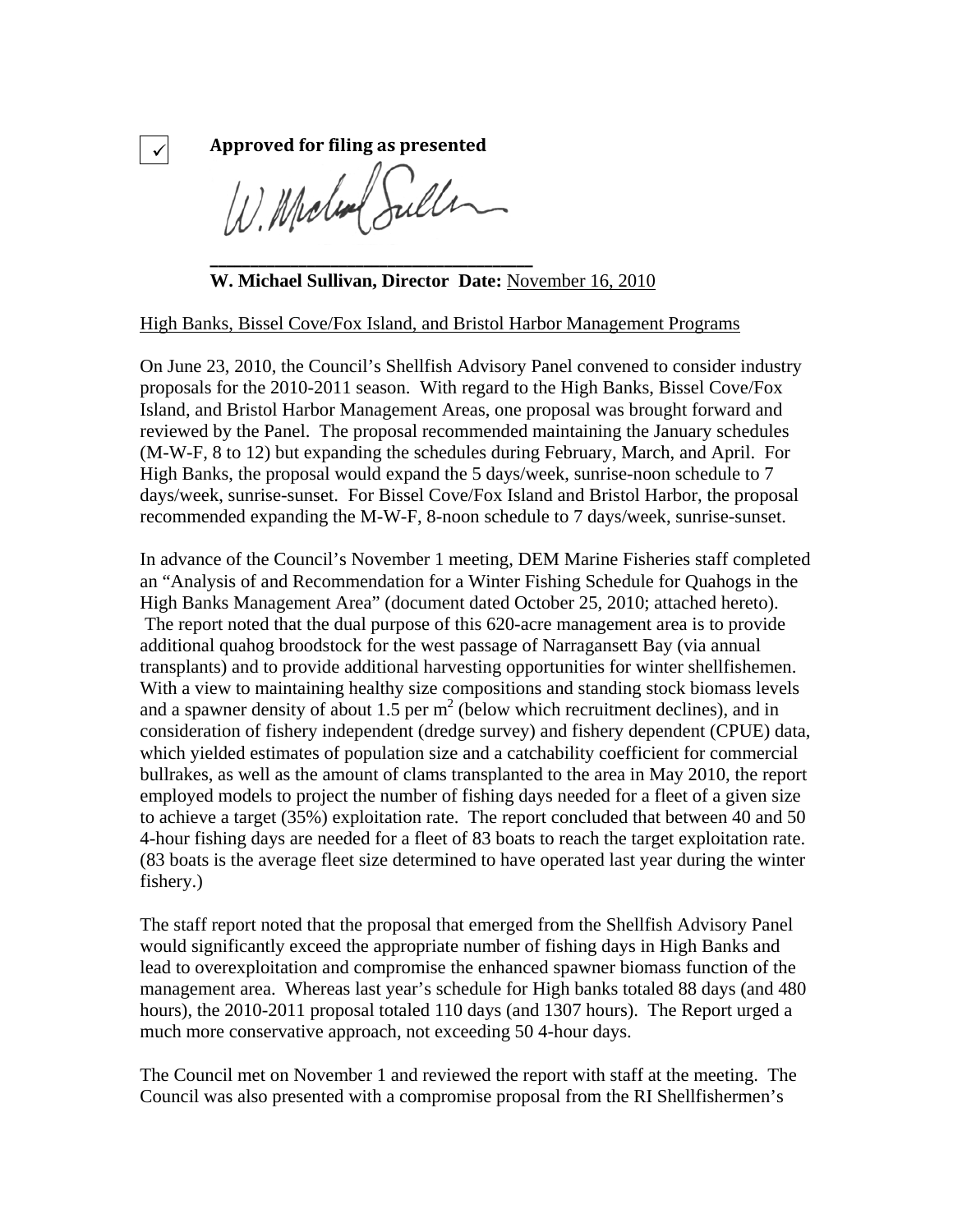☑ **Approved for filing as presented**

**\_\_\_\_\_\_\_\_\_\_\_\_\_\_\_\_\_\_\_\_\_\_\_\_\_\_\_\_\_\_\_\_\_\_\_\_**

**W. Michael Sullivan, Director  Date:** November 16, 2010

High Banks, Bissel Cove/Fox Island, and Bristol Harbor Management Programs

On June 23, 2010, the Council's Shellfish Advisory Panel convened to consider industry proposals for the 2010-2011 season. With regard to the High Banks, Bissel Cove/Fox Island, and Bristol Harbor Management Areas, one proposal was brought forward and reviewed by the Panel. The proposal recommended maintaining the January schedules (M-W-F, 8 to 12) but expanding the schedules during February, March, and April. For High Banks, the proposal would expand the 5 days/week, sunrise-noon schedule to 7 days/week, sunrise-sunset. For Bissel Cove/Fox Island and Bristol Harbor, the proposal recommended expanding the M-W-F, 8-noon schedule to 7 days/week, sunrise-sunset.

In advance of the Council's November 1 meeting, DEM Marine Fisheries staff completed an "Analysis of and Recommendation for a Winter Fishing Schedule for Quahogs in the High Banks Management Area" (document dated October 25, 2010; attached hereto). The report noted that the dual purpose of this 620-acre management area is to provide additional quahog broodstock for the west passage of Narragansett Bay (via annual transplants) and to provide additional harvesting opportunities for winter shellfishemen. With a view to maintaining healthy size compositions and standing stock biomass levels and a spawner density of about 1.5 per $m^2$ (below which recruitment declines), and in consideration of fishery independent (dredge survey) and fishery dependent (CPUE) data, which yielded estimates of population size and a catchability coefficient for commercial bullrakes, as well as the amount of clams transplanted to the area in May 2010, the report employed models to project the number of fishing days needed for a fleet of a given size to achieve a target (35%) exploitation rate. The report concluded that between 40 and 50 4-hour fishing days are needed for a fleet of 83 boats to reach the target exploitation rate. (83 boats is the average fleet size determined to have operated last year during the winter fishery.)

The staff report noted that the proposal that emerged from the Shellfish Advisory Panel would significantly exceed the appropriate number of fishing days in High Banks and lead to overexploitation and compromise the enhanced spawner biomass function of the management area. Whereas last year's schedule for High banks totaled 88 days (and 480 hours), the 2010-2011 proposal totaled 110 days (and 1307 hours). The Report urged a much more conservative approach, not exceeding 50 4-hour days.

The Council met on November 1 and reviewed the report with staff at the meeting. The Council was also presented with a compromise proposal from the RI Shellfishermen's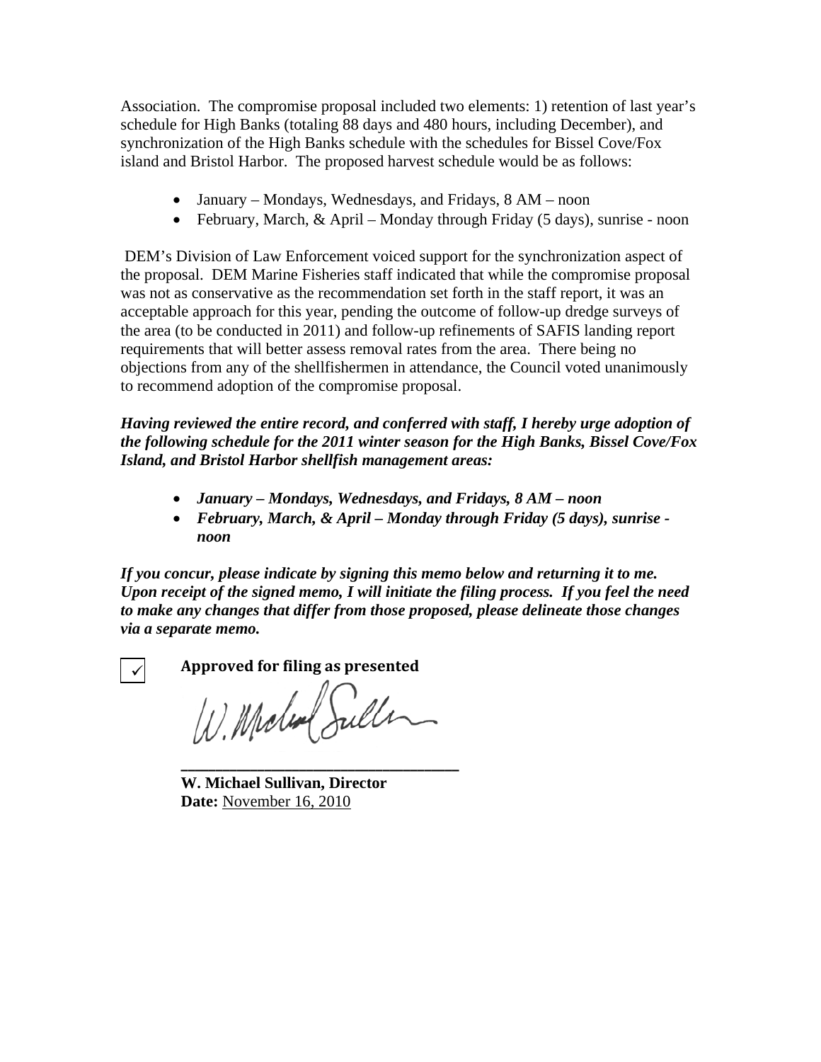Association. The compromise proposal included two elements: 1) retention of last year's schedule for High Banks (totaling 88 days and 480 hours, including December), and synchronization of the High Banks schedule with the schedules for Bissel Cove/Fox island and Bristol Harbor. The proposed harvest schedule would be as follows:

- January – Mondays, Wednesdays, and Fridays, 8 AM – noon
- February, March, & April – Monday through Friday (5 days), sunrise - noon

DEM's Division of Law Enforcement voiced support for the synchronization aspect of the proposal. DEM Marine Fisheries staff indicated that while the compromise proposal was not as conservative as the recommendation set forth in the staff report, it was an acceptable approach for this year, pending the outcome of follow-up dredge surveys of the area (to be conducted in 2011) and follow-up refinements of SAFIS landing report requirements that will better assess removal rates from the area. There being no objections from any of the shellfishermen in attendance, the Council voted unanimously to recommend adoption of the compromise proposal.

***Having reviewed the entire record, and conferred with staff, I hereby urge adoption of the following schedule for the 2011 winter season for the High Banks, Bissel Cove/Fox Island, and Bristol Harbor shellfish management areas:***

- ***January – Mondays, Wednesdays, and Fridays, 8 AM – noon***
- ***February, March, & April – Monday through Friday (5 days), sunrise - noon***

***If you concur, please indicate by signing this memo below and returning it to me. Upon receipt of the signed memo, I will initiate the filing process. If you feel the need to make any changes that differ from those proposed, please delineate those changes via a separate memo.***

☑ **Approved for filing as presented**

W. Michael Sullivan

___________________________________

**W. Michael Sullivan, Director**
**Date:** November 16, 2010